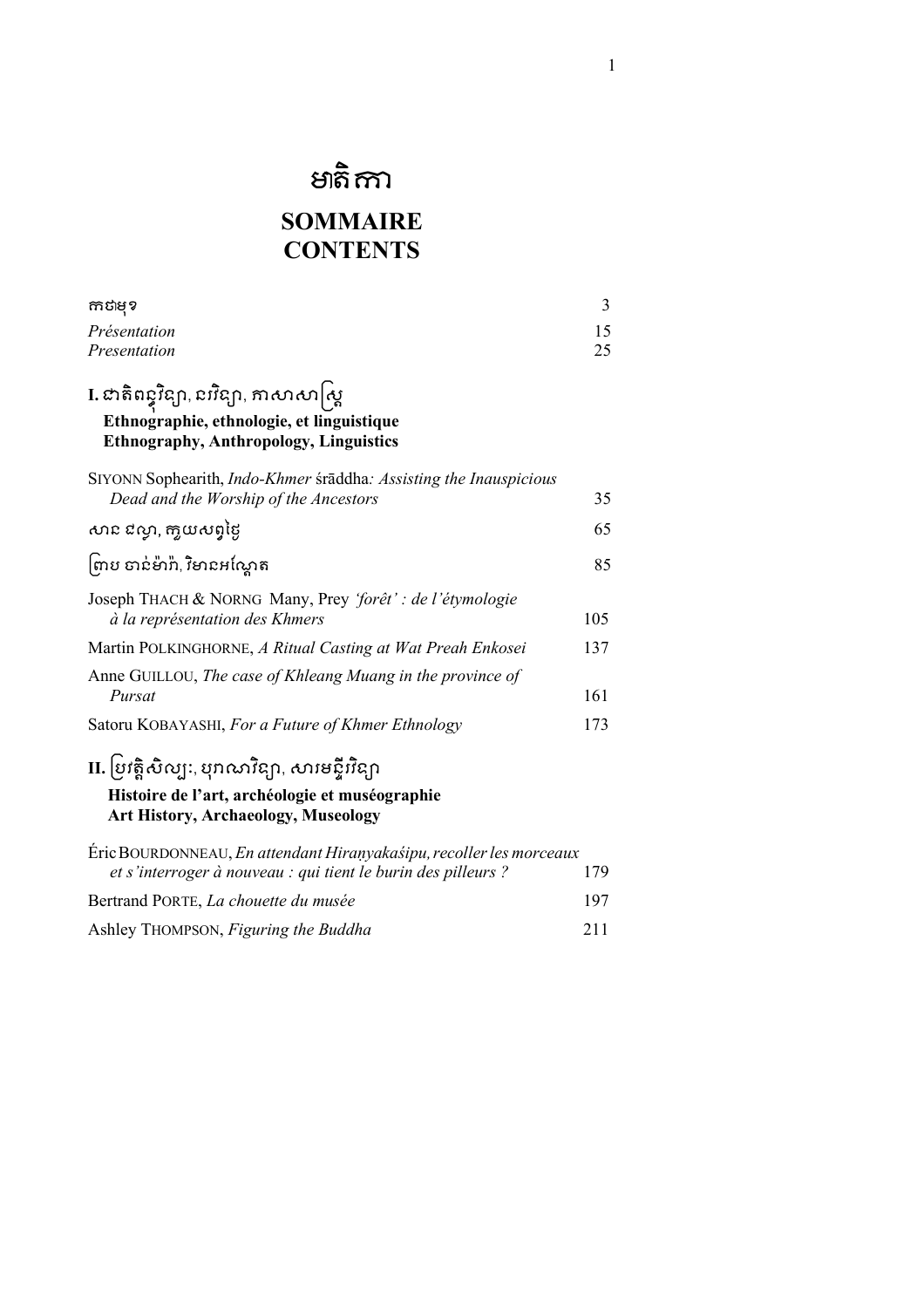# មាតិកា

# SOMMAIRE
# CONTENTS

| | |
|---|---|
| កថមុខ | 3 |
| *Présentation* | 15 |
| *Presentation* | 25 |

## I. ជាតិពន្ធុវិទ្យា, នរវិទ្យា, ភាសាសាស្ត្រ
**Ethnographie, ethnologie, et linguistique**
**Ethnography, Anthropology, Linguistics**

| | |
|---|---|
| SIYONN Sophearith, *Indo-Khmer* śrāddha*: Assisting the Inauspicious Dead and the Worship of the Ancestors* | 35 |
| សាន ជល្លា, ក្មួយសព្វថ្ងៃ | 65 |
| ព្រាប ចាន់ម៉ារ៉ា, វិមានអណ្តែត | 85 |
| Joseph THACH & NORNG Many, Prey *'forêt' : de l'étymologie à la représentation des Khmers* | 105 |
| Martin POLKINGHORNE, *A Ritual Casting at Wat Preah Enkosei* | 137 |
| Anne GUILLOU, *The case of Khleang Muang in the province of Pursat* | 161 |
| Satoru KOBAYASHI, *For a Future of Khmer Ethnology* | 173 |

## II. ប្រវត្តិសិល្បៈ, បុរាណវិទ្យា, សារមន្ទីរវិទ្យា
**Histoire de l'art, archéologie et muséographie**
**Art History, Archaeology, Museology**

| | |
|---|---|
| Éric BOURDONNEAU, *En attendant Hiraṇyakaśipu, recoller les morceaux et s'interroger à nouveau : qui tient le burin des pilleurs ?* | 179 |
| Bertrand PORTE, *La chouette du musée* | 197 |
| Ashley THOMPSON, *Figuring the Buddha* | 211 |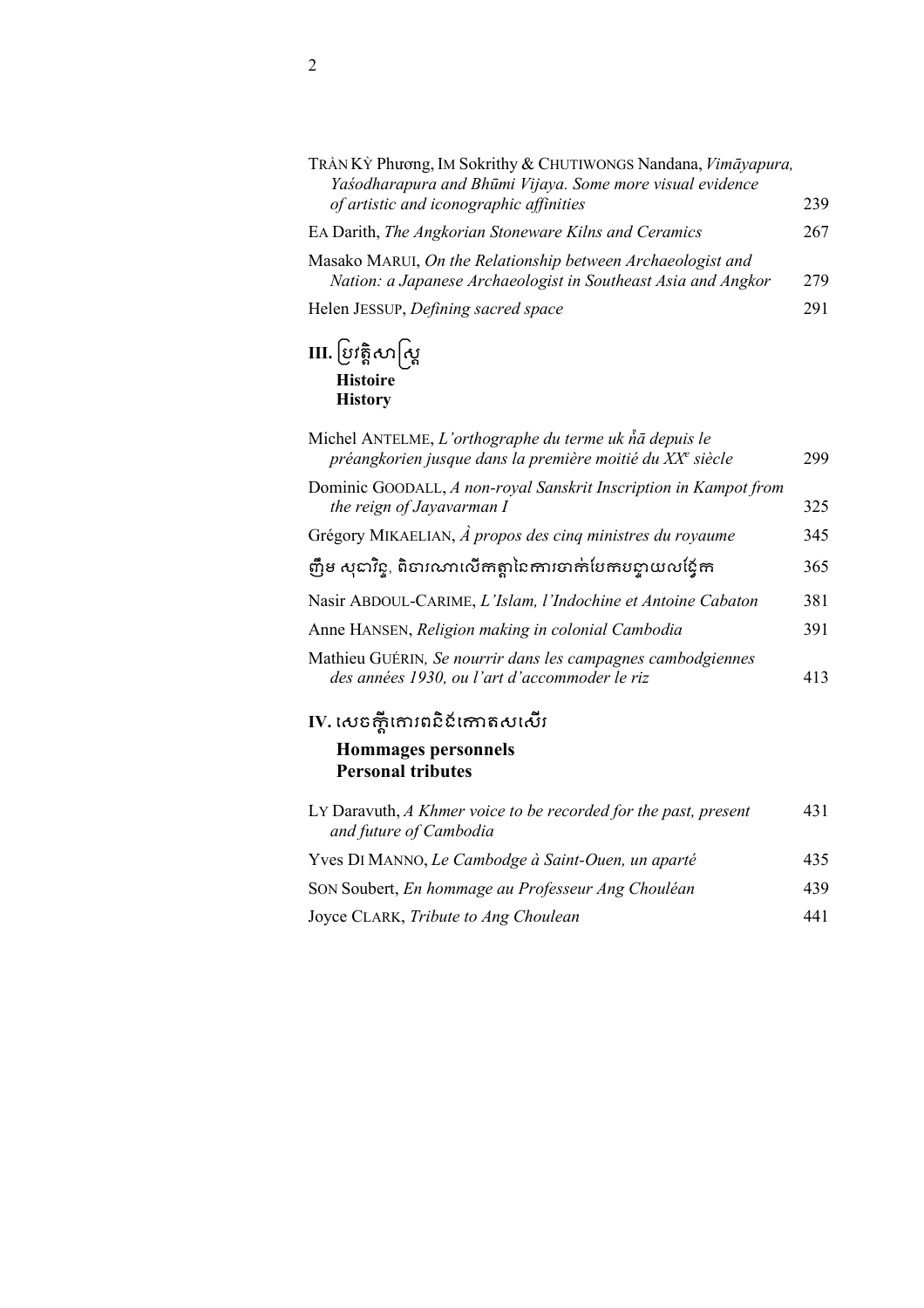TRẦN KỲ Phương, IM Sokrithy & CHUTIWONGS Nandana, *Vimāyapura, Yaśodharapura and Bhūmi Vijaya. Some more visual evidence of artistic and iconographic affinities* 239

EA Darith, *The Angkorian Stoneware Kilns and Ceramics* 267

Masako MARUI, *On the Relationship between Archaeologist and Nation: a Japanese Archaeologist in Southeast Asia and Angkor* 279

Helen JESSUP, *Defining sacred space* 291

## III. ប្រវត្តិសាស្ត្រ
**Histoire**
**History**

Michel ANTELME, *L'orthographe du terme uk ñā depuis le préangkorien jusque dans la première moitié du XX^e siècle* 299

Dominic GOODALL, *A non-royal Sanskrit Inscription in Kampot from the reign of Jayavarman I* 325

Grégory MIKAELIAN, *À propos des cinq ministres du royaume* 345

ញឹម សុជាវិទ្ធ, ពិចារណាលើកត្តាដៃការចាត់ចែកបង្ហាយលង្វែក 365

Nasir ABDOUL-CARIME, *L'Islam, l'Indochine et Antoine Cabaton* 381

Anne HANSEN, *Religion making in colonial Cambodia* 391

Mathieu GUÉRIN, *Se nourrir dans les campagnes cambodgiennes des années 1930, ou l'art d'accommoder le riz* 413

## IV. សេចក្តីគោរពជិជ័កោតសសើរ
**Hommages personnels**
**Personal tributes**

LY Daravuth, *A Khmer voice to be recorded for the past, present and future of Cambodia* 431

Yves DI MANNO, *Le Cambodge à Saint-Ouen, un aparté* 435

SON Soubert, *En hommage au Professeur Ang Chouléan* 439

Joyce CLARK, *Tribute to Ang Choulean* 441